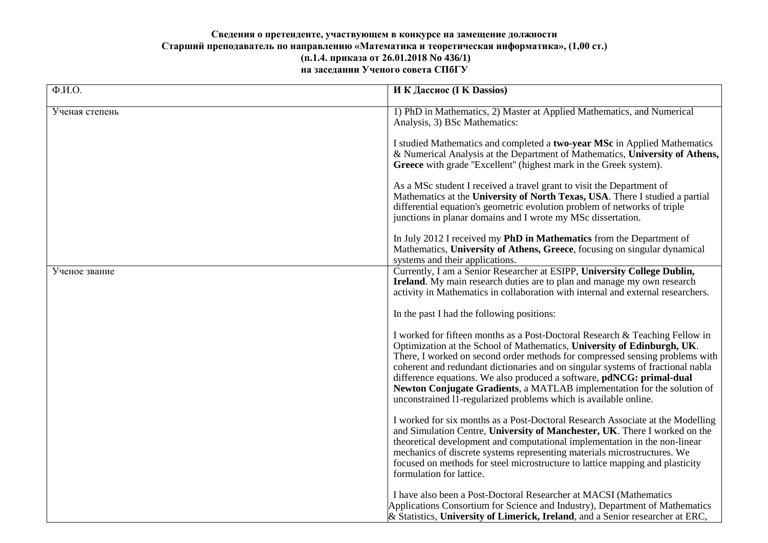**Сведения о претенденте, участвующем в конкурсе на замещение должности**
**Старший преподаватель по направлению «Математика и теоретическая информатика», (1,00 ст.)**
**(п.1.4. приказа от 26.01.2018 No 436/1)**
**на заседании Ученого совета СПбГУ**

| Ф.И.О. | **И К Дассиос (I K Dassios)** |
|---|---|
| Ученая степень | 1) PhD in Mathematics, 2) Master at Applied Mathematics, and Numerical Analysis, 3) BSc Mathematics:<br><br>I studied Mathematics and completed a **two-year MSc** in Applied Mathematics & Numerical Analysis at the Department of Mathematics, **University of Athens, Greece** with grade "Excellent" (highest mark in the Greek system).<br><br>As a MSc student I received a travel grant to visit the Department of Mathematics at the **University of North Texas, USA**. There I studied a partial differential equation's geometric evolution problem of networks of triple junctions in planar domains and I wrote my MSc dissertation.<br><br>In July 2012 I received my **PhD in Mathematics** from the Department of Mathematics, **University of Athens, Greece**, focusing on singular dynamical systems and their applications. |
| Ученое звание | Currently, I am a Senior Researcher at ESIPP, **University College Dublin, Ireland**. My main research duties are to plan and manage my own research activity in Mathematics in collaboration with internal and external researchers.<br><br>In the past I had the following positions:<br><br>I worked for fifteen months as a Post-Doctoral Research & Teaching Fellow in Optimization at the School of Mathematics, **University of Edinburgh, UK**. There, I worked on second order methods for compressed sensing problems with coherent and redundant dictionaries and on singular systems of fractional nabla difference equations. We also produced a software, **pdNCG: primal-dual Newton Conjugate Gradients**, a MATLAB implementation for the solution of unconstrained l1-regularized problems which is available online.<br><br>I worked for six months as a Post-Doctoral Research Associate at the Modelling and Simulation Centre, **University of Manchester, UK**. There I worked on the theoretical development and computational implementation in the non-linear mechanics of discrete systems representing materials microstructures. We focused on methods for steel microstructure to lattice mapping and plasticity formulation for lattice.<br><br>I have also been a Post-Doctoral Researcher at MACSI (Mathematics Applications Consortium for Science and Industry), Department of Mathematics & Statistics, **University of Limerick, Ireland**, and a Senior researcher at ERC, |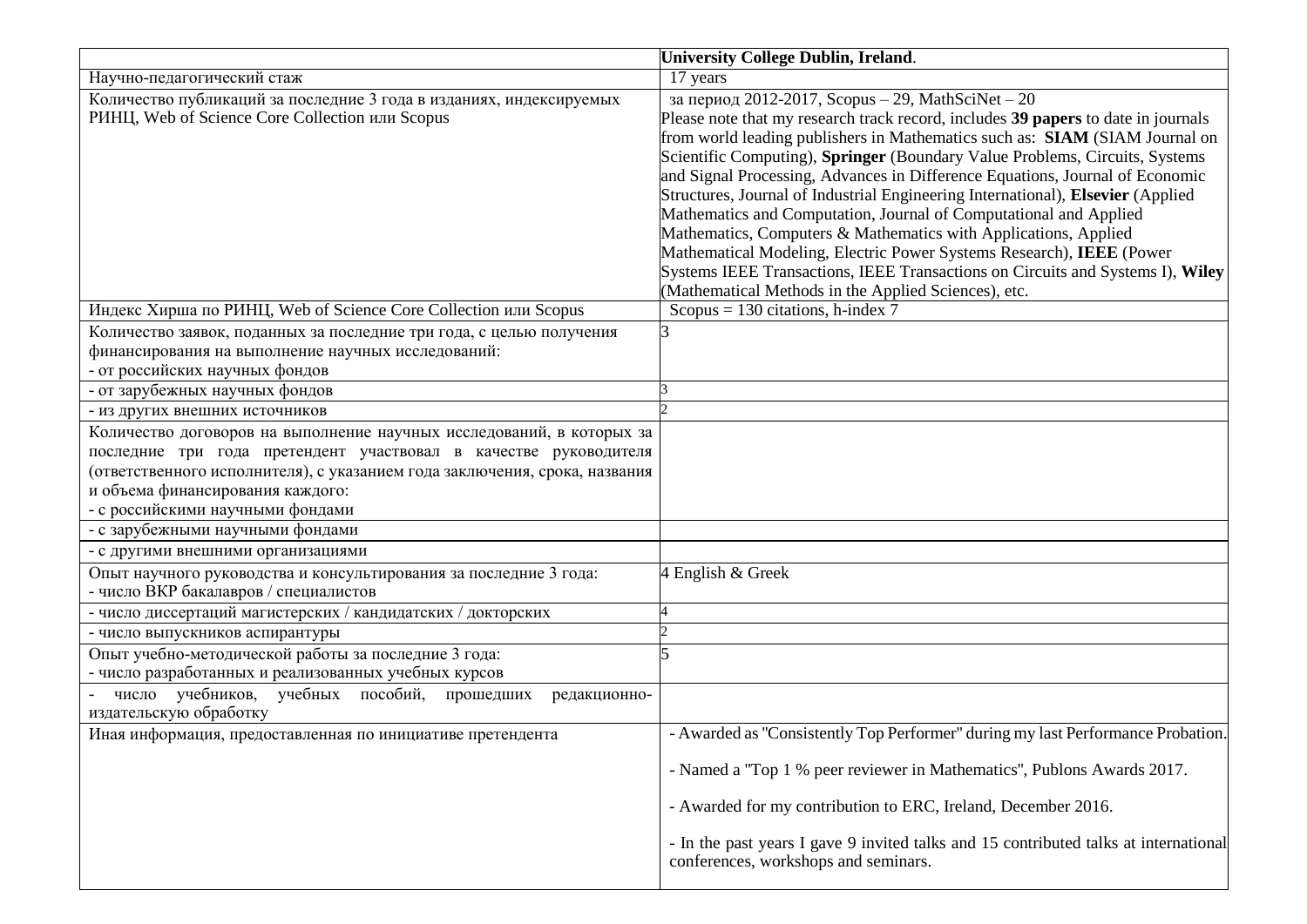| | **University College Dublin, Ireland**. |
|---|---|
| Научно-педагогический стаж | 17 years |
| Количество публикаций за последние 3 года в изданиях, индексируемых РИНЦ, Web of Science Core Collection или Scopus | за период 2012-2017, Scopus – 29, MathSciNet – 20<br>Please note that my research track record, includes **39 papers** to date in journals from world leading publishers in Mathematics such as: **SIAM** (SIAM Journal on Scientific Computing), **Springer** (Boundary Value Problems, Circuits, Systems and Signal Processing, Advances in Difference Equations, Journal of Economic Structures, Journal of Industrial Engineering International), **Elsevier** (Applied Mathematics and Computation, Journal of Computational and Applied Mathematics, Computers & Mathematics with Applications, Applied Mathematical Modeling, Electric Power Systems Research), **IEEE** (Power Systems IEEE Transactions, IEEE Transactions on Circuits and Systems I), **Wiley** (Mathematical Methods in the Applied Sciences), etc. |
| Индекс Хирша по РИНЦ, Web of Science Core Collection или Scopus | Scopus = 130 citations, h-index 7 |
| Количество заявок, поданных за последние три года, с целью получения финансирования на выполнение научных исследований:<br>- от российских научных фондов | 3 |
| - от зарубежных научных фондов | 3 |
| - из других внешних источников | 2 |
| Количество договоров на выполнение научных исследований, в которых за последние три года претендент участвовал в качестве руководителя (ответственного исполнителя), с указанием года заключения, срока, названия и объема финансирования каждого:<br>- с российскими научными фондами | |
| - с зарубежными научными фондами | |
| - с другими внешними организациями | |
| Опыт научного руководства и консультирования за последние 3 года:<br>- число ВКР бакалавров / специалистов | 4 English & Greek |
| - число диссертаций магистерских / кандидатских / докторских | 4 |
| - число выпускников аспирантуры | 2 |
| Опыт учебно-методической работы за последние 3 года:<br>- число разработанных и реализованных учебных курсов | 5 |
| - число учебников, учебных пособий, прошедших редакционно-издательскую обработку | |
| Иная информация, предоставленная по инициативе претендента | - Awarded as "Consistently Top Performer" during my last Performance Probation.<br><br>- Named a "Top 1 % peer reviewer in Mathematics", Publons Awards 2017.<br><br>- Awarded for my contribution to ERC, Ireland, December 2016.<br><br>- In the past years I gave 9 invited talks and 15 contributed talks at international conferences, workshops and seminars. |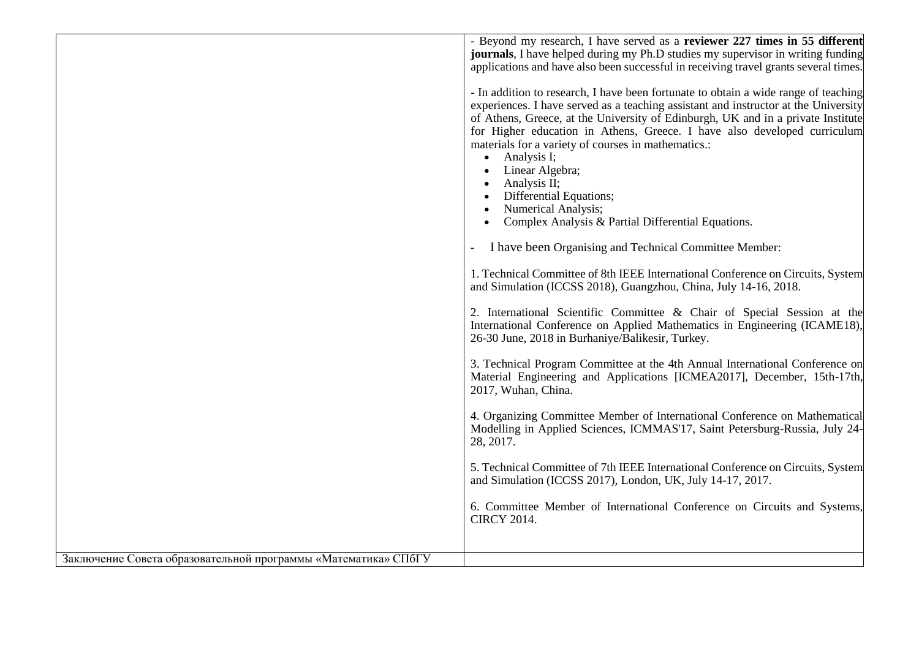| | |
|---|---|
| | - Beyond my research, I have served as a **reviewer 227 times in 55 different journals**, I have helped during my Ph.D studies my supervisor in writing funding applications and have also been successful in receiving travel grants several times.<br><br>- In addition to research, I have been fortunate to obtain a wide range of teaching experiences. I have served as a teaching assistant and instructor at the University of Athens, Greece, at the University of Edinburgh, UK and in a private Institute for Higher education in Athens, Greece. I have also developed curriculum materials for a variety of courses in mathematics.:<br>• Analysis I;<br>• Linear Algebra;<br>• Analysis II;<br>• Differential Equations;<br>• Numerical Analysis;<br>• Complex Analysis & Partial Differential Equations.<br><br>- I have been Organising and Technical Committee Member:<br><br>1. Technical Committee of 8th IEEE International Conference on Circuits, System and Simulation (ICCSS 2018), Guangzhou, China, July 14-16, 2018.<br><br>2. International Scientific Committee & Chair of Special Session at the International Conference on Applied Mathematics in Engineering (ICAME18), 26-30 June, 2018 in Burhaniye/Balikesir, Turkey.<br><br>3. Technical Program Committee at the 4th Annual International Conference on Material Engineering and Applications [ICMEA2017], December, 15th-17th, 2017, Wuhan, China.<br><br>4. Organizing Committee Member of International Conference on Mathematical Modelling in Applied Sciences, ICMMAS'17, Saint Petersburg-Russia, July 24-28, 2017.<br><br>5. Technical Committee of 7th IEEE International Conference on Circuits, System and Simulation (ICCSS 2017), London, UK, July 14-17, 2017.<br><br>6. Committee Member of International Conference on Circuits and Systems, CIRCY 2014. |
| Заключение Совета образовательной программы «Математика» СПбГУ | |